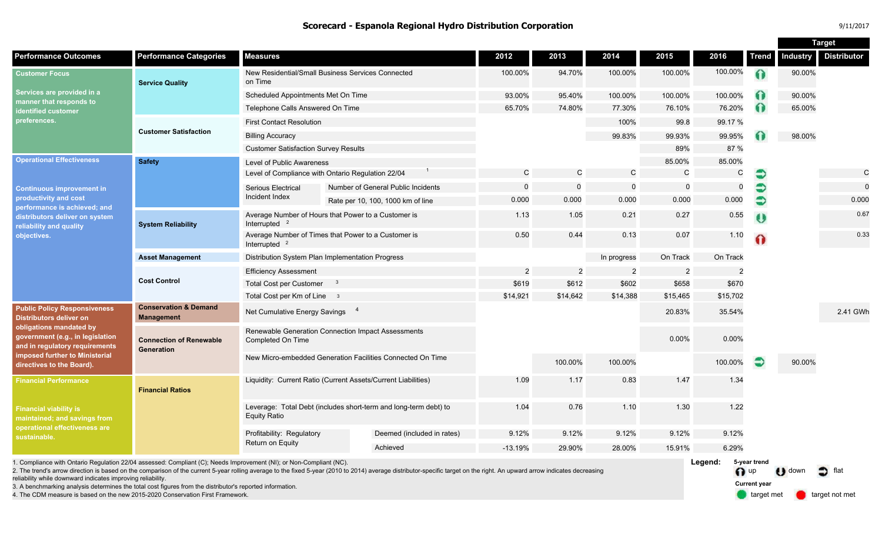# Scorecard - Espanola Regional Hydro Distribution Corporation

9/11/2017

| Performance Outcomes | Performance Categories | Measures | | 2012 | 2013 | 2014 | 2015 | 2016 | Trend | Target: Industry | Target: Distributor |
|---|---|---|---|---|---|---|---|---|---|---|---|
| **Customer Focus** Services are provided in a manner that responds to identified customer preferences. | Service Quality | New Residential/Small Business Services Connected on Time | | 100.00% | 94.70% | 100.00% | 100.00% | 100.00% | up | 90.00% | |
| | | Scheduled Appointments Met On Time | | 93.00% | 95.40% | 100.00% | 100.00% | 100.00% | up | 90.00% | |
| | | Telephone Calls Answered On Time | | 65.70% | 74.80% | 77.30% | 76.10% | 76.20% | up | 65.00% | |
| | Customer Satisfaction | First Contact Resolution | | | | 100% | 99.8 | 99.17 % | | | |
| | | Billing Accuracy | | | | 99.83% | 99.93% | 99.95% | up | 98.00% | |
| | | Customer Satisfaction Survey Results | | | | | 89% | 87 % | | | |
| **Operational Effectiveness** Continuous improvement in productivity and cost performance is achieved; and distributors deliver on system reliability and quality objectives. | Safety | Level of Public Awareness | | | | | 85.00% | 85.00% | | | |
| | | Level of Compliance with Ontario Regulation 22/04 [1] | | C | C | C | C | C | flat | | C |
| | | Serious Electrical Incident Index | Number of General Public Incidents | 0 | 0 | 0 | 0 | 0 | flat | | 0 |
| | | | Rate per 10, 100, 1000 km of line | 0.000 | 0.000 | 0.000 | 0.000 | 0.000 | flat | | 0.000 |
| | System Reliability | Average Number of Hours that Power to a Customer is Interrupted [2] | | 1.13 | 1.05 | 0.21 | 0.27 | 0.55 | down | | 0.67 |
| | | Average Number of Times that Power to a Customer is Interrupted [2] | | 0.50 | 0.44 | 0.13 | 0.07 | 1.10 | up | | 0.33 |
| | Asset Management | Distribution System Plan Implementation Progress | | | | In progress | On Track | On Track | | | |
| | Cost Control | Efficiency Assessment | | 2 | 2 | 2 | 2 | 2 | | | |
| | | Total Cost per Customer [3] | | $619 | $612 | $602 | $658 | $670 | | | |
| | | Total Cost per Km of Line [3] | | $14,921 | $14,642 | $14,388 | $15,465 | $15,702 | | | |
| **Public Policy Responsiveness** Distributors deliver on obligations mandated by government (e.g., in legislation and in regulatory requirements imposed further to Ministerial directives to the Board). | Conservation & Demand Management | Net Cumulative Energy Savings [4] | | | | | 20.83% | 35.54% | | | 2.41 GWh |
| | Connection of Renewable Generation | Renewable Generation Connection Impact Assessments Completed On Time | | | | | 0.00% | 0.00% | | | |
| | | New Micro-embedded Generation Facilities Connected On Time | | | 100.00% | 100.00% | | 100.00% | flat | 90.00% | |
| **Financial Performance** Financial viability is maintained; and savings from operational effectiveness are sustainable. | Financial Ratios | Liquidity: Current Ratio (Current Assets/Current Liabilities) | | 1.09 | 1.17 | 0.83 | 1.47 | 1.34 | | | |
| | | Leverage: Total Debt (includes short-term and long-term debt) to Equity Ratio | | 1.04 | 0.76 | 1.10 | 1.30 | 1.22 | | | |
| | | Profitability: Regulatory Return on Equity | Deemed (included in rates) | 9.12% | 9.12% | 9.12% | 9.12% | 9.12% | | | |
| | | | Achieved | -13.19% | 29.90% | 28.00% | 15.91% | 6.29% | | | |

1. Compliance with Ontario Regulation 22/04 assessed: Compliant (C); Needs Improvement (NI); or Non-Compliant (NC).
2. The trend's arrow direction is based on the comparison of the current 5-year rolling average to the fixed 5-year (2010 to 2014) average distributor-specific target on the right. An upward arrow indicates decreasing reliability while downward indicates improving reliability.
3. A benchmarking analysis determines the total cost figures from the distributor's reported information.
4. The CDM measure is based on the new 2015-2020 Conservation First Framework.

**Legend:**
5-year trend: up, down, flat
Current year: target met, target not met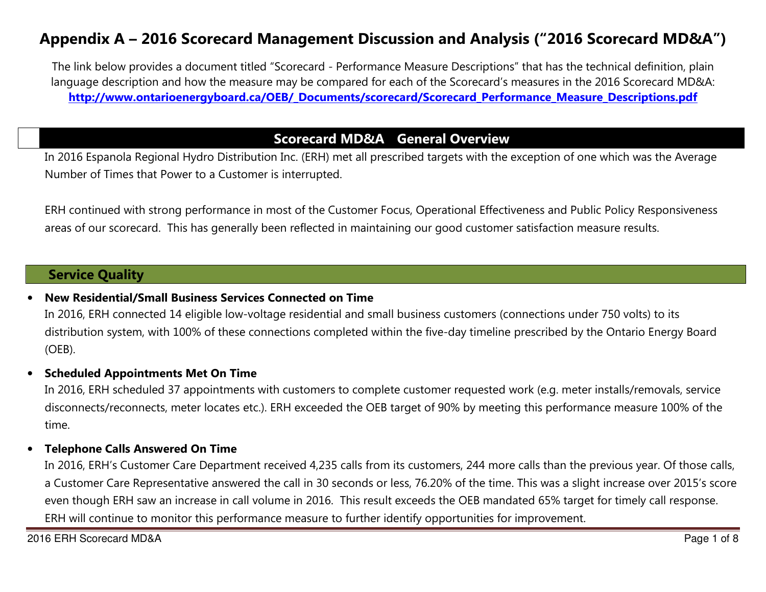# Appendix A – 2016 Scorecard Management Discussion and Analysis ("2016 Scorecard MD&A")

The link below provides a document titled "Scorecard - Performance Measure Descriptions" that has the technical definition, plain language description and how the measure may be compared for each of the Scorecard's measures in the 2016 Scorecard MD&A: **http://www.ontarioenergyboard.ca/OEB/_Documents/scorecard/Scorecard_Performance_Measure_Descriptions.pdf**

## Scorecard MD&A General Overview

In 2016 Espanola Regional Hydro Distribution Inc. (ERH) met all prescribed targets with the exception of one which was the Average Number of Times that Power to a Customer is interrupted.

ERH continued with strong performance in most of the Customer Focus, Operational Effectiveness and Public Policy Responsiveness areas of our scorecard. This has generally been reflected in maintaining our good customer satisfaction measure results.

## Service Quality

- **New Residential/Small Business Services Connected on Time**
  In 2016, ERH connected 14 eligible low-voltage residential and small business customers (connections under 750 volts) to its distribution system, with 100% of these connections completed within the five-day timeline prescribed by the Ontario Energy Board (OEB).

- **Scheduled Appointments Met On Time**
  In 2016, ERH scheduled 37 appointments with customers to complete customer requested work (e.g. meter installs/removals, service disconnects/reconnects, meter locates etc.). ERH exceeded the OEB target of 90% by meeting this performance measure 100% of the time.

- **Telephone Calls Answered On Time**
  In 2016, ERH's Customer Care Department received 4,235 calls from its customers, 244 more calls than the previous year. Of those calls, a Customer Care Representative answered the call in 30 seconds or less, 76.20% of the time. This was a slight increase over 2015's score even though ERH saw an increase in call volume in 2016. This result exceeds the OEB mandated 65% target for timely call response. ERH will continue to monitor this performance measure to further identify opportunities for improvement.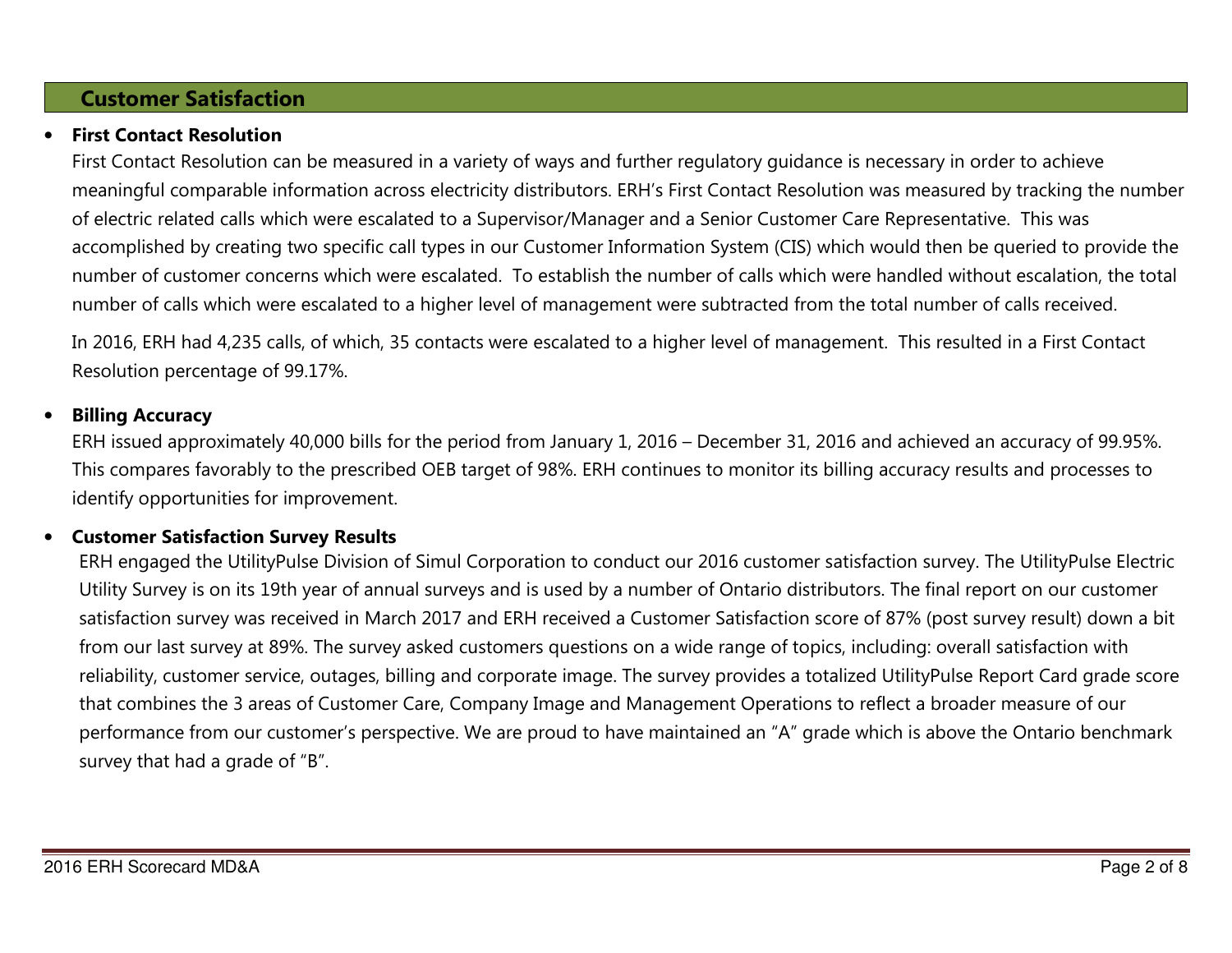## Customer Satisfaction

- **First Contact Resolution**

  First Contact Resolution can be measured in a variety of ways and further regulatory guidance is necessary in order to achieve meaningful comparable information across electricity distributors. ERH's First Contact Resolution was measured by tracking the number of electric related calls which were escalated to a Supervisor/Manager and a Senior Customer Care Representative. This was accomplished by creating two specific call types in our Customer Information System (CIS) which would then be queried to provide the number of customer concerns which were escalated. To establish the number of calls which were handled without escalation, the total number of calls which were escalated to a higher level of management were subtracted from the total number of calls received.

  In 2016, ERH had 4,235 calls, of which, 35 contacts were escalated to a higher level of management. This resulted in a First Contact Resolution percentage of 99.17%.

- **Billing Accuracy**

  ERH issued approximately 40,000 bills for the period from January 1, 2016 – December 31, 2016 and achieved an accuracy of 99.95%. This compares favorably to the prescribed OEB target of 98%. ERH continues to monitor its billing accuracy results and processes to identify opportunities for improvement.

- **Customer Satisfaction Survey Results**

  ERH engaged the UtilityPulse Division of Simul Corporation to conduct our 2016 customer satisfaction survey. The UtilityPulse Electric Utility Survey is on its 19th year of annual surveys and is used by a number of Ontario distributors. The final report on our customer satisfaction survey was received in March 2017 and ERH received a Customer Satisfaction score of 87% (post survey result) down a bit from our last survey at 89%. The survey asked customers questions on a wide range of topics, including: overall satisfaction with reliability, customer service, outages, billing and corporate image. The survey provides a totalized UtilityPulse Report Card grade score that combines the 3 areas of Customer Care, Company Image and Management Operations to reflect a broader measure of our performance from our customer's perspective. We are proud to have maintained an "A" grade which is above the Ontario benchmark survey that had a grade of "B".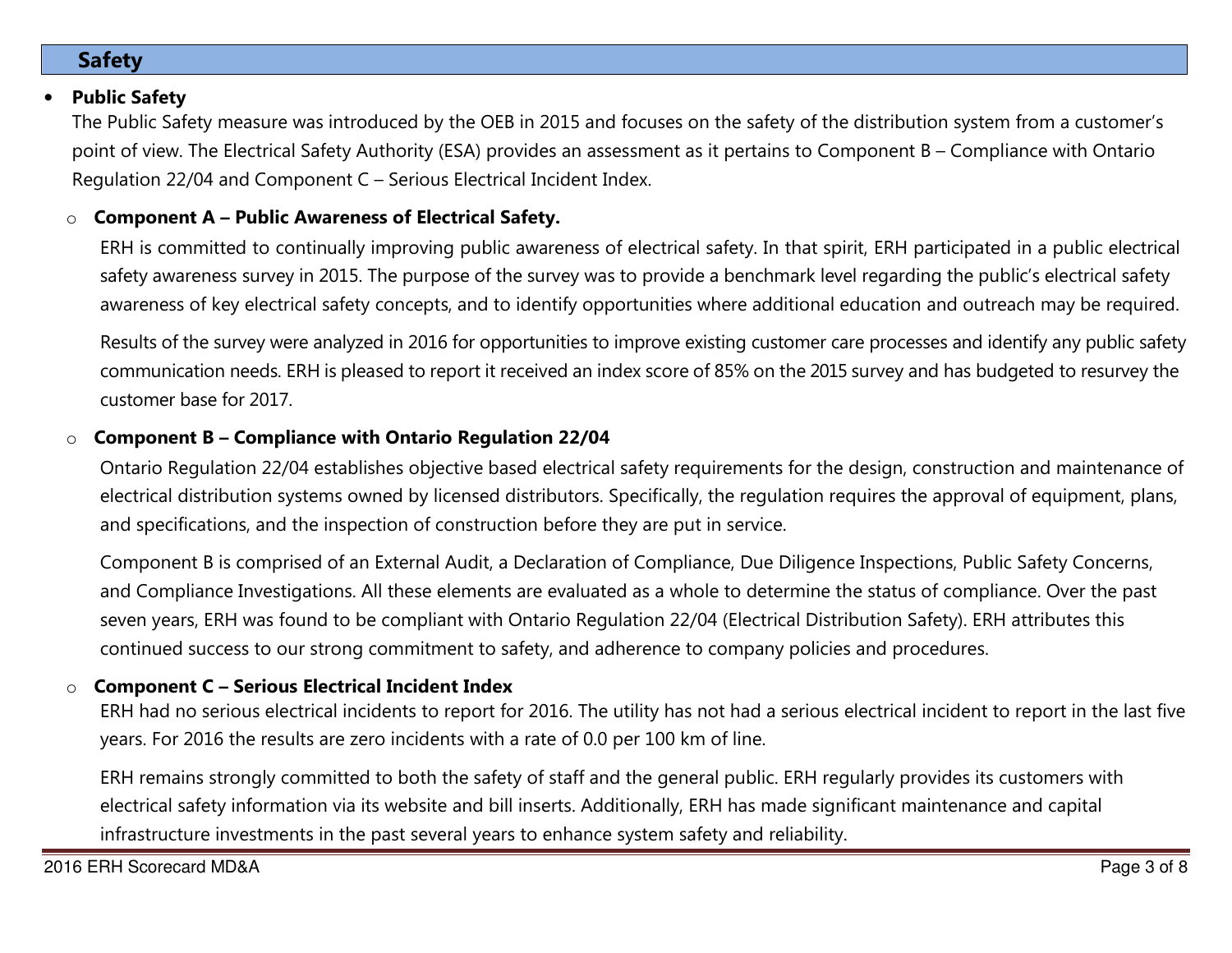## Safety

- **Public Safety**

  The Public Safety measure was introduced by the OEB in 2015 and focuses on the safety of the distribution system from a customer's point of view. The Electrical Safety Authority (ESA) provides an assessment as it pertains to Component B – Compliance with Ontario Regulation 22/04 and Component C – Serious Electrical Incident Index.

  - **Component A – Public Awareness of Electrical Safety.**

    ERH is committed to continually improving public awareness of electrical safety. In that spirit, ERH participated in a public electrical safety awareness survey in 2015. The purpose of the survey was to provide a benchmark level regarding the public's electrical safety awareness of key electrical safety concepts, and to identify opportunities where additional education and outreach may be required.

    Results of the survey were analyzed in 2016 for opportunities to improve existing customer care processes and identify any public safety communication needs. ERH is pleased to report it received an index score of 85% on the 2015 survey and has budgeted to resurvey the customer base for 2017.

  - **Component B – Compliance with Ontario Regulation 22/04**

    Ontario Regulation 22/04 establishes objective based electrical safety requirements for the design, construction and maintenance of electrical distribution systems owned by licensed distributors. Specifically, the regulation requires the approval of equipment, plans, and specifications, and the inspection of construction before they are put in service.

    Component B is comprised of an External Audit, a Declaration of Compliance, Due Diligence Inspections, Public Safety Concerns, and Compliance Investigations. All these elements are evaluated as a whole to determine the status of compliance. Over the past seven years, ERH was found to be compliant with Ontario Regulation 22/04 (Electrical Distribution Safety). ERH attributes this continued success to our strong commitment to safety, and adherence to company policies and procedures.

  - **Component C – Serious Electrical Incident Index**

    ERH had no serious electrical incidents to report for 2016. The utility has not had a serious electrical incident to report in the last five years. For 2016 the results are zero incidents with a rate of 0.0 per 100 km of line.

    ERH remains strongly committed to both the safety of staff and the general public. ERH regularly provides its customers with electrical safety information via its website and bill inserts. Additionally, ERH has made significant maintenance and capital infrastructure investments in the past several years to enhance system safety and reliability.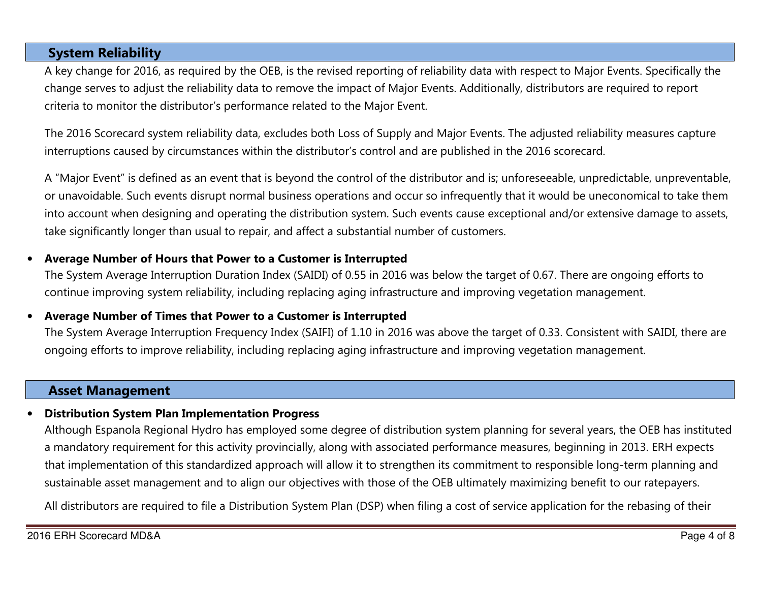## System Reliability

A key change for 2016, as required by the OEB, is the revised reporting of reliability data with respect to Major Events. Specifically the change serves to adjust the reliability data to remove the impact of Major Events. Additionally, distributors are required to report criteria to monitor the distributor's performance related to the Major Event.

The 2016 Scorecard system reliability data, excludes both Loss of Supply and Major Events. The adjusted reliability measures capture interruptions caused by circumstances within the distributor's control and are published in the 2016 scorecard.

A "Major Event" is defined as an event that is beyond the control of the distributor and is; unforeseeable, unpredictable, unpreventable, or unavoidable. Such events disrupt normal business operations and occur so infrequently that it would be uneconomical to take them into account when designing and operating the distribution system. Such events cause exceptional and/or extensive damage to assets, take significantly longer than usual to repair, and affect a substantial number of customers.

- **Average Number of Hours that Power to a Customer is Interrupted**
  The System Average Interruption Duration Index (SAIDI) of 0.55 in 2016 was below the target of 0.67. There are ongoing efforts to continue improving system reliability, including replacing aging infrastructure and improving vegetation management.

- **Average Number of Times that Power to a Customer is Interrupted**
  The System Average Interruption Frequency Index (SAIFI) of 1.10 in 2016 was above the target of 0.33. Consistent with SAIDI, there are ongoing efforts to improve reliability, including replacing aging infrastructure and improving vegetation management.

## Asset Management

- **Distribution System Plan Implementation Progress**
  Although Espanola Regional Hydro has employed some degree of distribution system planning for several years, the OEB has instituted a mandatory requirement for this activity provincially, along with associated performance measures, beginning in 2013. ERH expects that implementation of this standardized approach will allow it to strengthen its commitment to responsible long-term planning and sustainable asset management and to align our objectives with those of the OEB ultimately maximizing benefit to our ratepayers.

  All distributors are required to file a Distribution System Plan (DSP) when filing a cost of service application for the rebasing of their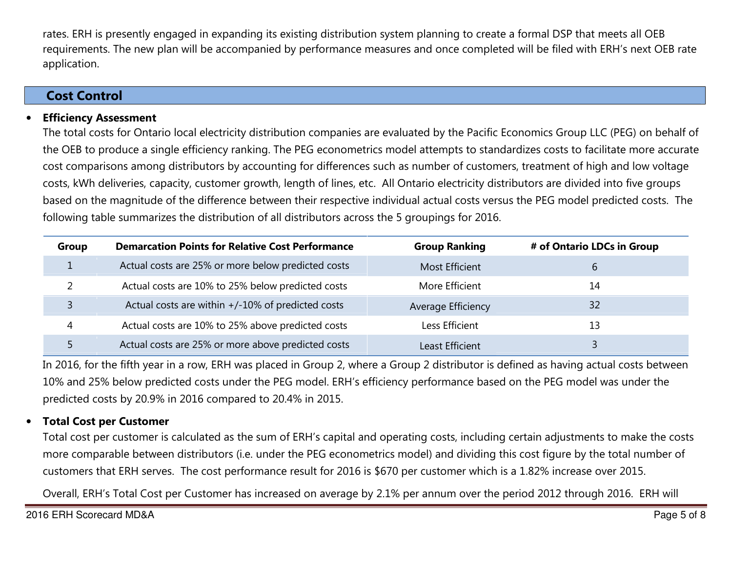rates. ERH is presently engaged in expanding its existing distribution system planning to create a formal DSP that meets all OEB requirements. The new plan will be accompanied by performance measures and once completed will be filed with ERH's next OEB rate application.

## Cost Control

- **Efficiency Assessment**

  The total costs for Ontario local electricity distribution companies are evaluated by the Pacific Economics Group LLC (PEG) on behalf of the OEB to produce a single efficiency ranking. The PEG econometrics model attempts to standardizes costs to facilitate more accurate cost comparisons among distributors by accounting for differences such as number of customers, treatment of high and low voltage costs, kWh deliveries, capacity, customer growth, length of lines, etc. All Ontario electricity distributors are divided into five groups based on the magnitude of the difference between their respective individual actual costs versus the PEG model predicted costs. The following table summarizes the distribution of all distributors across the 5 groupings for 2016.

| Group | Demarcation Points for Relative Cost Performance | Group Ranking | # of Ontario LDCs in Group |
|---|---|---|---|
| 1 | Actual costs are 25% or more below predicted costs | Most Efficient | 6 |
| 2 | Actual costs are 10% to 25% below predicted costs | More Efficient | 14 |
| 3 | Actual costs are within +/-10% of predicted costs | Average Efficiency | 32 |
| 4 | Actual costs are 10% to 25% above predicted costs | Less Efficient | 13 |
| 5 | Actual costs are 25% or more above predicted costs | Least Efficient | 3 |

  In 2016, for the fifth year in a row, ERH was placed in Group 2, where a Group 2 distributor is defined as having actual costs between 10% and 25% below predicted costs under the PEG model. ERH's efficiency performance based on the PEG model was under the predicted costs by 20.9% in 2016 compared to 20.4% in 2015.

- **Total Cost per Customer**

  Total cost per customer is calculated as the sum of ERH's capital and operating costs, including certain adjustments to make the costs more comparable between distributors (i.e. under the PEG econometrics model) and dividing this cost figure by the total number of customers that ERH serves. The cost performance result for 2016 is $670 per customer which is a 1.82% increase over 2015.

  Overall, ERH's Total Cost per Customer has increased on average by 2.1% per annum over the period 2012 through 2016. ERH will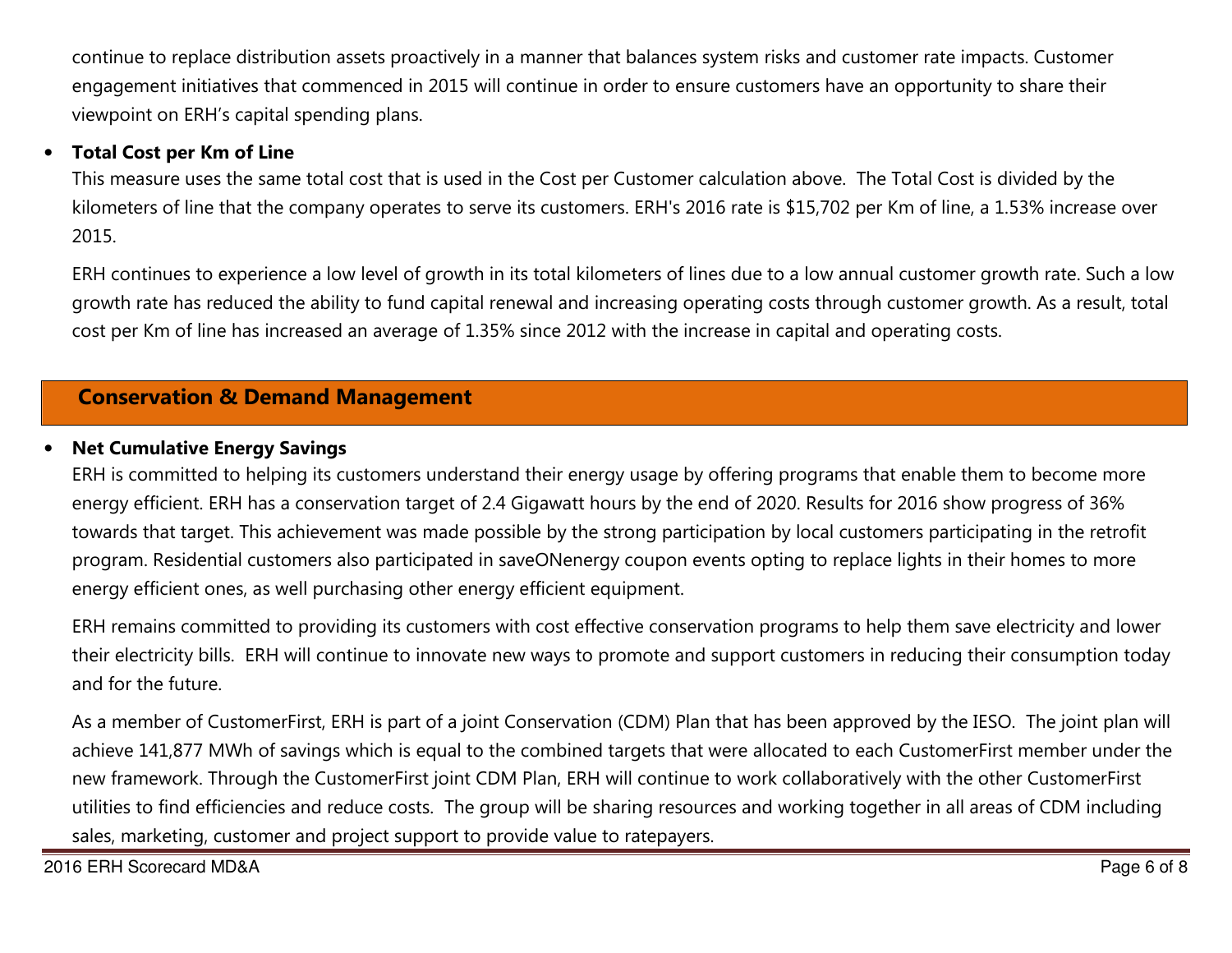continue to replace distribution assets proactively in a manner that balances system risks and customer rate impacts. Customer engagement initiatives that commenced in 2015 will continue in order to ensure customers have an opportunity to share their viewpoint on ERH's capital spending plans.

- **Total Cost per Km of Line**

  This measure uses the same total cost that is used in the Cost per Customer calculation above. The Total Cost is divided by the kilometers of line that the company operates to serve its customers. ERH's 2016 rate is $15,702 per Km of line, a 1.53% increase over 2015.

  ERH continues to experience a low level of growth in its total kilometers of lines due to a low annual customer growth rate. Such a low growth rate has reduced the ability to fund capital renewal and increasing operating costs through customer growth. As a result, total cost per Km of line has increased an average of 1.35% since 2012 with the increase in capital and operating costs.

## Conservation & Demand Management

- **Net Cumulative Energy Savings**

  ERH is committed to helping its customers understand their energy usage by offering programs that enable them to become more energy efficient. ERH has a conservation target of 2.4 Gigawatt hours by the end of 2020. Results for 2016 show progress of 36% towards that target. This achievement was made possible by the strong participation by local customers participating in the retrofit program. Residential customers also participated in saveONenergy coupon events opting to replace lights in their homes to more energy efficient ones, as well purchasing other energy efficient equipment.

  ERH remains committed to providing its customers with cost effective conservation programs to help them save electricity and lower their electricity bills. ERH will continue to innovate new ways to promote and support customers in reducing their consumption today and for the future.

  As a member of CustomerFirst, ERH is part of a joint Conservation (CDM) Plan that has been approved by the IESO. The joint plan will achieve 141,877 MWh of savings which is equal to the combined targets that were allocated to each CustomerFirst member under the new framework. Through the CustomerFirst joint CDM Plan, ERH will continue to work collaboratively with the other CustomerFirst utilities to find efficiencies and reduce costs. The group will be sharing resources and working together in all areas of CDM including sales, marketing, customer and project support to provide value to ratepayers.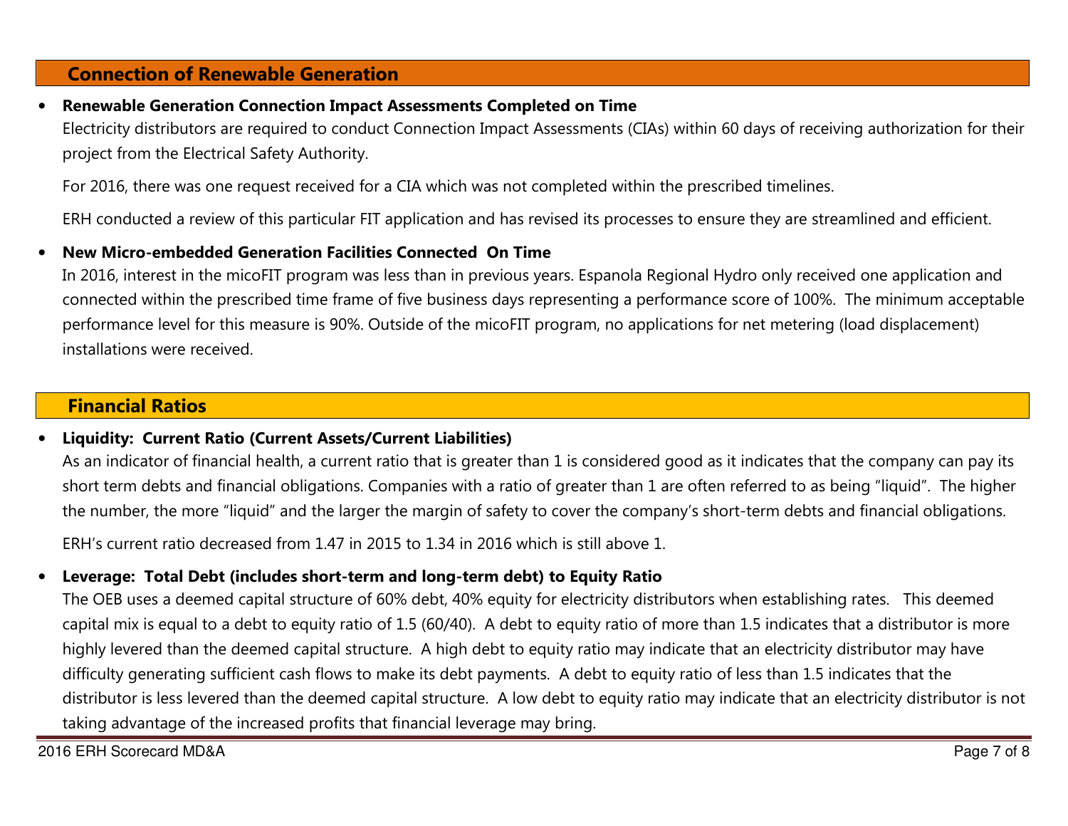## Connection of Renewable Generation

- **Renewable Generation Connection Impact Assessments Completed on Time**

  Electricity distributors are required to conduct Connection Impact Assessments (CIAs) within 60 days of receiving authorization for their project from the Electrical Safety Authority.

  For 2016, there was one request received for a CIA which was not completed within the prescribed timelines.

  ERH conducted a review of this particular FIT application and has revised its processes to ensure they are streamlined and efficient.

- **New Micro-embedded Generation Facilities Connected On Time**

  In 2016, interest in the micoFIT program was less than in previous years. Espanola Regional Hydro only received one application and connected within the prescribed time frame of five business days representing a performance score of 100%. The minimum acceptable performance level for this measure is 90%. Outside of the micoFIT program, no applications for net metering (load displacement) installations were received.

## Financial Ratios

- **Liquidity: Current Ratio (Current Assets/Current Liabilities)**

  As an indicator of financial health, a current ratio that is greater than 1 is considered good as it indicates that the company can pay its short term debts and financial obligations. Companies with a ratio of greater than 1 are often referred to as being "liquid". The higher the number, the more "liquid" and the larger the margin of safety to cover the company's short-term debts and financial obligations.

  ERH's current ratio decreased from 1.47 in 2015 to 1.34 in 2016 which is still above 1.

- **Leverage: Total Debt (includes short-term and long-term debt) to Equity Ratio**

  The OEB uses a deemed capital structure of 60% debt, 40% equity for electricity distributors when establishing rates. This deemed capital mix is equal to a debt to equity ratio of 1.5 (60/40). A debt to equity ratio of more than 1.5 indicates that a distributor is more highly levered than the deemed capital structure. A high debt to equity ratio may indicate that an electricity distributor may have difficulty generating sufficient cash flows to make its debt payments. A debt to equity ratio of less than 1.5 indicates that the distributor is less levered than the deemed capital structure. A low debt to equity ratio may indicate that an electricity distributor is not taking advantage of the increased profits that financial leverage may bring.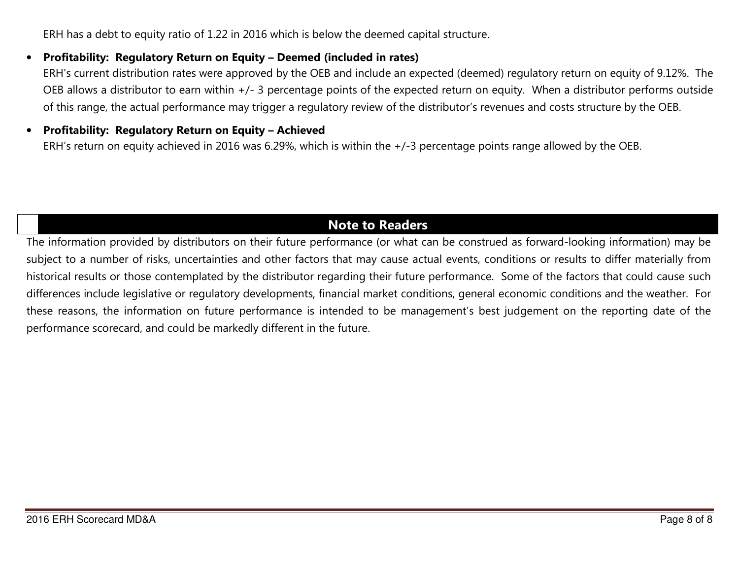ERH has a debt to equity ratio of 1.22 in 2016 which is below the deemed capital structure.

- **Profitability: Regulatory Return on Equity – Deemed (included in rates)**
  ERH's current distribution rates were approved by the OEB and include an expected (deemed) regulatory return on equity of 9.12%. The OEB allows a distributor to earn within +/- 3 percentage points of the expected return on equity. When a distributor performs outside of this range, the actual performance may trigger a regulatory review of the distributor's revenues and costs structure by the OEB.

- **Profitability: Regulatory Return on Equity – Achieved**
  ERH's return on equity achieved in 2016 was 6.29%, which is within the +/-3 percentage points range allowed by the OEB.

## Note to Readers

The information provided by distributors on their future performance (or what can be construed as forward-looking information) may be subject to a number of risks, uncertainties and other factors that may cause actual events, conditions or results to differ materially from historical results or those contemplated by the distributor regarding their future performance. Some of the factors that could cause such differences include legislative or regulatory developments, financial market conditions, general economic conditions and the weather. For these reasons, the information on future performance is intended to be management's best judgement on the reporting date of the performance scorecard, and could be markedly different in the future.